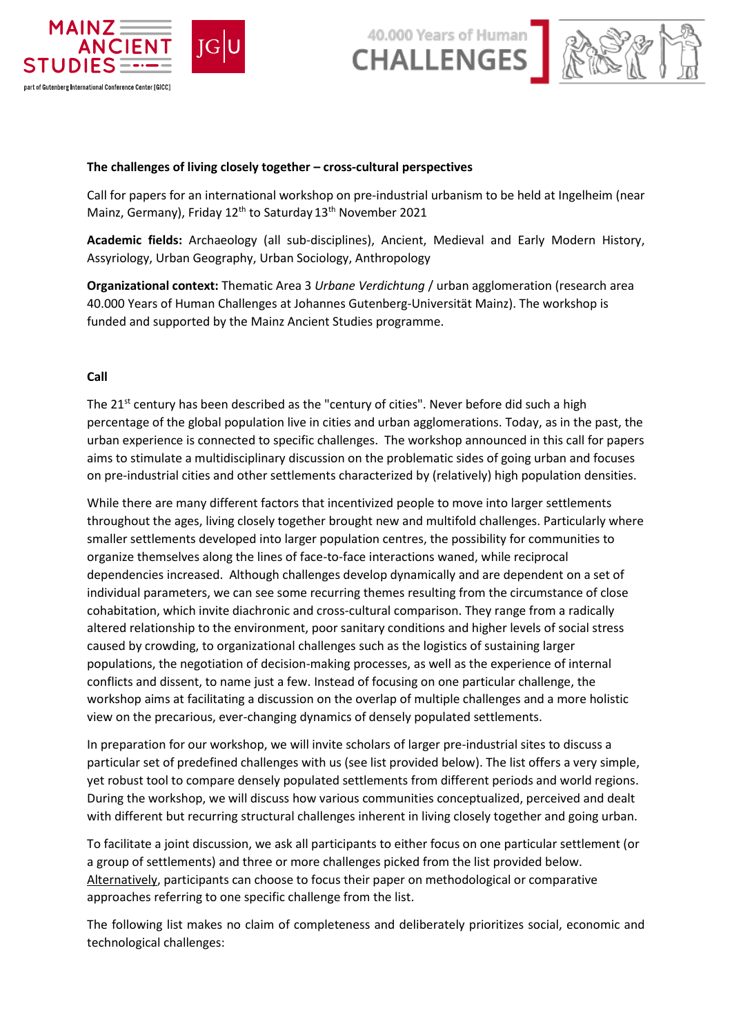**The challenges of living closely together – cross-cultural perspectives**

Call for papers for an international workshop on pre-industrial urbanism to be held at Ingelheim (near Mainz, Germany), Friday 12th to Saturday 13th November 2021

**Academic fields:** Archaeology (all sub-disciplines), Ancient, Medieval and Early Modern History, Assyriology, Urban Geography, Urban Sociology, Anthropology

**Organizational context:** Thematic Area 3 *Urbane Verdichtung* / urban agglomeration (research area 40.000 Years of Human Challenges at Johannes Gutenberg-Universität Mainz). The workshop is funded and supported by the Mainz Ancient Studies programme.

**Call**

The 21st century has been described as the "century of cities". Never before did such a high percentage of the global population live in cities and urban agglomerations. Today, as in the past, the urban experience is connected to specific challenges. The workshop announced in this call for papers aims to stimulate a multidisciplinary discussion on the problematic sides of going urban and focuses on pre-industrial cities and other settlements characterized by (relatively) high population densities.

While there are many different factors that incentivized people to move into larger settlements throughout the ages, living closely together brought new and multifold challenges. Particularly where smaller settlements developed into larger population centres, the possibility for communities to organize themselves along the lines of face-to-face interactions waned, while reciprocal dependencies increased. Although challenges develop dynamically and are dependent on a set of individual parameters, we can see some recurring themes resulting from the circumstance of close cohabitation, which invite diachronic and cross-cultural comparison. They range from a radically altered relationship to the environment, poor sanitary conditions and higher levels of social stress caused by crowding, to organizational challenges such as the logistics of sustaining larger populations, the negotiation of decision-making processes, as well as the experience of internal conflicts and dissent, to name just a few. Instead of focusing on one particular challenge, the workshop aims at facilitating a discussion on the overlap of multiple challenges and a more holistic view on the precarious, ever-changing dynamics of densely populated settlements.

In preparation for our workshop, we will invite scholars of larger pre-industrial sites to discuss a particular set of predefined challenges with us (see list provided below). The list offers a very simple, yet robust tool to compare densely populated settlements from different periods and world regions. During the workshop, we will discuss how various communities conceptualized, perceived and dealt with different but recurring structural challenges inherent in living closely together and going urban.

To facilitate a joint discussion, we ask all participants to either focus on one particular settlement (or a group of settlements) and three or more challenges picked from the list provided below. Alternatively, participants can choose to focus their paper on methodological or comparative approaches referring to one specific challenge from the list.

The following list makes no claim of completeness and deliberately prioritizes social, economic and technological challenges: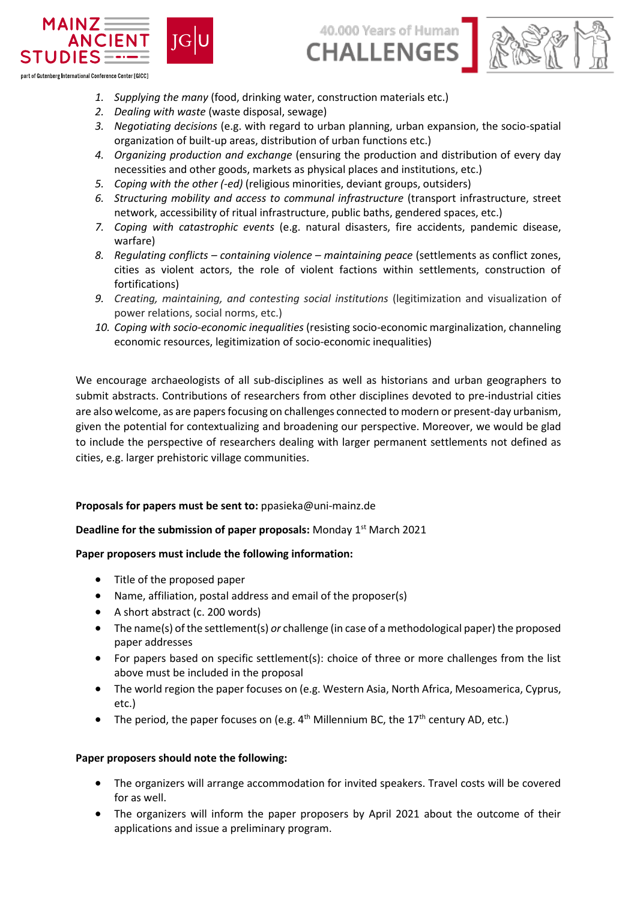1. *Supplying the many* (food, drinking water, construction materials etc.)
2. *Dealing with waste* (waste disposal, sewage)
3. *Negotiating decisions* (e.g. with regard to urban planning, urban expansion, the socio-spatial organization of built-up areas, distribution of urban functions etc.)
4. *Organizing production and exchange* (ensuring the production and distribution of every day necessities and other goods, markets as physical places and institutions, etc.)
5. *Coping with the other (-ed)* (religious minorities, deviant groups, outsiders)
6. *Structuring mobility and access to communal infrastructure* (transport infrastructure, street network, accessibility of ritual infrastructure, public baths, gendered spaces, etc.)
7. *Coping with catastrophic events* (e.g. natural disasters, fire accidents, pandemic disease, warfare)
8. *Regulating conflicts – containing violence – maintaining peace* (settlements as conflict zones, cities as violent actors, the role of violent factions within settlements, construction of fortifications)
9. *Creating, maintaining, and contesting social institutions* (legitimization and visualization of power relations, social norms, etc.)
10. *Coping with socio-economic inequalities* (resisting socio-economic marginalization, channeling economic resources, legitimization of socio-economic inequalities)

We encourage archaeologists of all sub-disciplines as well as historians and urban geographers to submit abstracts. Contributions of researchers from other disciplines devoted to pre-industrial cities are also welcome, as are papers focusing on challenges connected to modern or present-day urbanism, given the potential for contextualizing and broadening our perspective. Moreover, we would be glad to include the perspective of researchers dealing with larger permanent settlements not defined as cities, e.g. larger prehistoric village communities.

**Proposals for papers must be sent to:** ppasieka@uni-mainz.de

**Deadline for the submission of paper proposals:** Monday 1st March 2021

**Paper proposers must include the following information:**

- Title of the proposed paper
- Name, affiliation, postal address and email of the proposer(s)
- A short abstract (c. 200 words)
- The name(s) of the settlement(s) *or* challenge (in case of a methodological paper) the proposed paper addresses
- For papers based on specific settlement(s): choice of three or more challenges from the list above must be included in the proposal
- The world region the paper focuses on (e.g. Western Asia, North Africa, Mesoamerica, Cyprus, etc.)
- The period, the paper focuses on (e.g. 4th Millennium BC, the 17th century AD, etc.)

**Paper proposers should note the following:**

- The organizers will arrange accommodation for invited speakers. Travel costs will be covered for as well.
- The organizers will inform the paper proposers by April 2021 about the outcome of their applications and issue a preliminary program.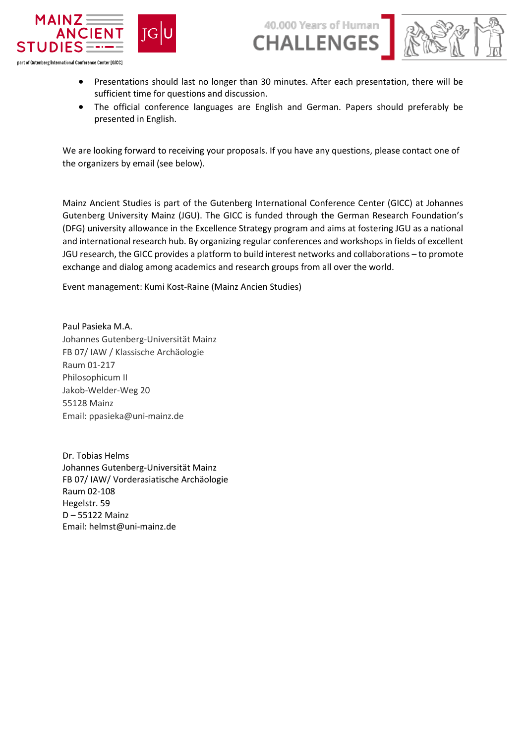- Presentations should last no longer than 30 minutes. After each presentation, there will be sufficient time for questions and discussion.
- The official conference languages are English and German. Papers should preferably be presented in English.

We are looking forward to receiving your proposals. If you have any questions, please contact one of the organizers by email (see below).

Mainz Ancient Studies is part of the Gutenberg International Conference Center (GICC) at Johannes Gutenberg University Mainz (JGU). The GICC is funded through the German Research Foundation's (DFG) university allowance in the Excellence Strategy program and aims at fostering JGU as a national and international research hub. By organizing regular conferences and workshops in fields of excellent JGU research, the GICC provides a platform to build interest networks and collaborations – to promote exchange and dialog among academics and research groups from all over the world.

Event management: Kumi Kost-Raine (Mainz Ancien Studies)

Paul Pasieka M.A.
Johannes Gutenberg-Universität Mainz
FB 07/ IAW / Klassische Archäologie
Raum 01-217
Philosophicum II
Jakob-Welder-Weg 20
55128 Mainz
Email: ppasieka@uni-mainz.de

Dr. Tobias Helms
Johannes Gutenberg-Universität Mainz
FB 07/ IAW/ Vorderasiatische Archäologie
Raum 02-108
Hegelstr. 59
D – 55122 Mainz
Email: helmst@uni-mainz.de